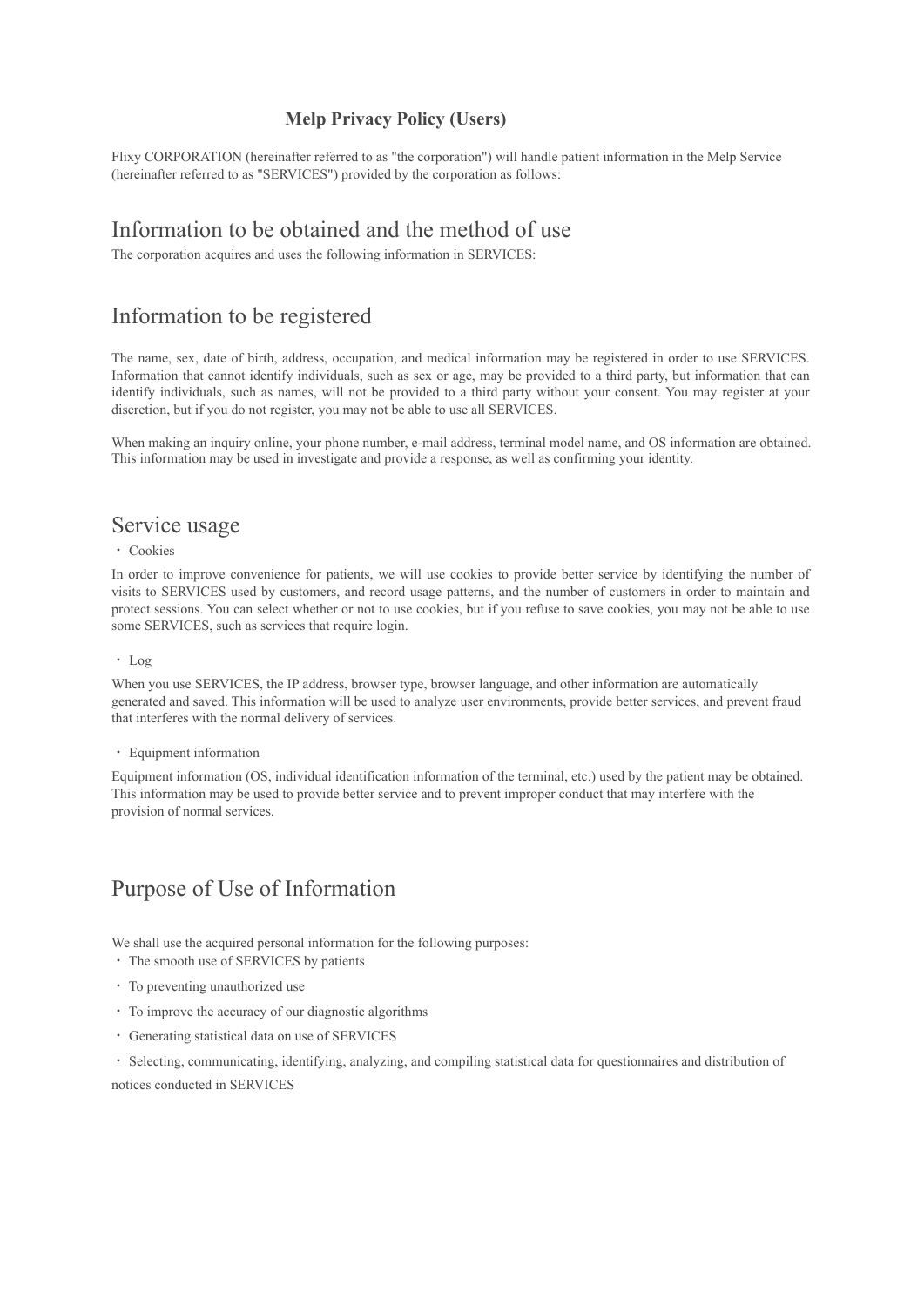# Melp Privacy Policy (Users)

Flixy CORPORATION (hereinafter referred to as "the corporation") will handle patient information in the Melp Service (hereinafter referred to as "SERVICES") provided by the corporation as follows:

## Information to be obtained and the method of use

The corporation acquires and uses the following information in SERVICES:

## Information to be registered

The name, sex, date of birth, address, occupation, and medical information may be registered in order to use SERVICES. Information that cannot identify individuals, such as sex or age, may be provided to a third party, but information that can identify individuals, such as names, will not be provided to a third party without your consent. You may register at your discretion, but if you do not register, you may not be able to use all SERVICES.

When making an inquiry online, your phone number, e-mail address, terminal model name, and OS information are obtained. This information may be used in investigate and provide a response, as well as confirming your identity.

## Service usage

・ Cookies

In order to improve convenience for patients, we will use cookies to provide better service by identifying the number of visits to SERVICES used by customers, and record usage patterns, and the number of customers in order to maintain and protect sessions. You can select whether or not to use cookies, but if you refuse to save cookies, you may not be able to use some SERVICES, such as services that require login.

・ Log

When you use SERVICES, the IP address, browser type, browser language, and other information are automatically generated and saved. This information will be used to analyze user environments, provide better services, and prevent fraud that interferes with the normal delivery of services.

・ Equipment information

Equipment information (OS, individual identification information of the terminal, etc.) used by the patient may be obtained. This information may be used to provide better service and to prevent improper conduct that may interfere with the provision of normal services.

## Purpose of Use of Information

We shall use the acquired personal information for the following purposes:

・ The smooth use of SERVICES by patients

・ To preventing unauthorized use

・ To improve the accuracy of our diagnostic algorithms

・ Generating statistical data on use of SERVICES

・ Selecting, communicating, identifying, analyzing, and compiling statistical data for questionnaires and distribution of notices conducted in SERVICES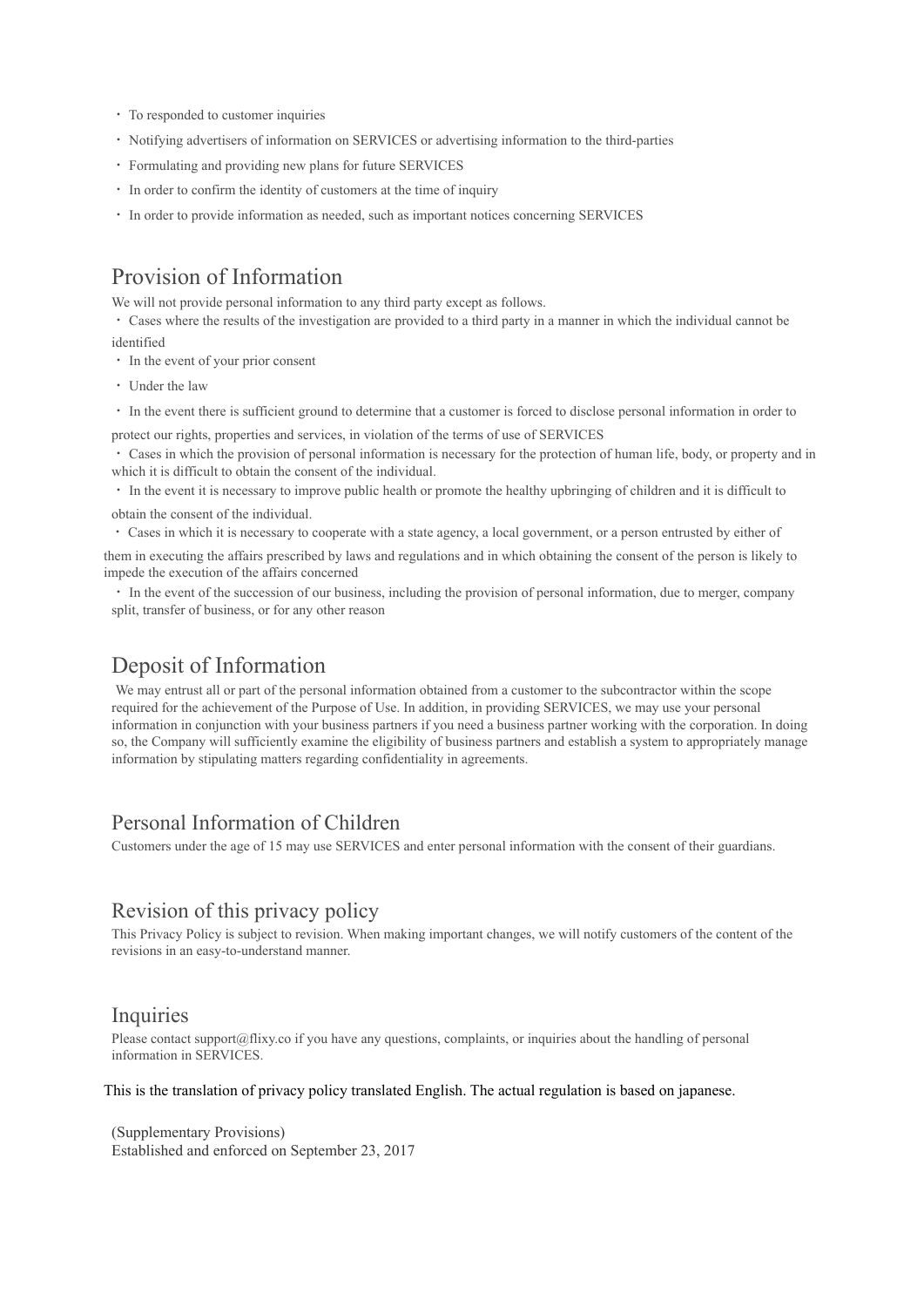- To responded to customer inquiries
- Notifying advertisers of information on SERVICES or advertising information to the third-parties
- Formulating and providing new plans for future SERVICES
- In order to confirm the identity of customers at the time of inquiry
- In order to provide information as needed, such as important notices concerning SERVICES

## Provision of Information

We will not provide personal information to any third party except as follows.

- Cases where the results of the investigation are provided to a third party in a manner in which the individual cannot be identified
- In the event of your prior consent
- Under the law
- In the event there is sufficient ground to determine that a customer is forced to disclose personal information in order to protect our rights, properties and services, in violation of the terms of use of SERVICES
- Cases in which the provision of personal information is necessary for the protection of human life, body, or property and in which it is difficult to obtain the consent of the individual.
- In the event it is necessary to improve public health or promote the healthy upbringing of children and it is difficult to obtain the consent of the individual.
- Cases in which it is necessary to cooperate with a state agency, a local government, or a person entrusted by either of them in executing the affairs prescribed by laws and regulations and in which obtaining the consent of the person is likely to impede the execution of the affairs concerned
- In the event of the succession of our business, including the provision of personal information, due to merger, company split, transfer of business, or for any other reason

## Deposit of Information

We may entrust all or part of the personal information obtained from a customer to the subcontractor within the scope required for the achievement of the Purpose of Use. In addition, in providing SERVICES, we may use your personal information in conjunction with your business partners if you need a business partner working with the corporation. In doing so, the Company will sufficiently examine the eligibility of business partners and establish a system to appropriately manage information by stipulating matters regarding confidentiality in agreements.

## Personal Information of Children

Customers under the age of 15 may use SERVICES and enter personal information with the consent of their guardians.

## Revision of this privacy policy

This Privacy Policy is subject to revision. When making important changes, we will notify customers of the content of the revisions in an easy-to-understand manner.

## Inquiries

Please contact support@flixy.co if you have any questions, complaints, or inquiries about the handling of personal information in SERVICES.

This is the translation of privacy policy translated English. The actual regulation is based on japanese.

(Supplementary Provisions)
Established and enforced on September 23, 2017